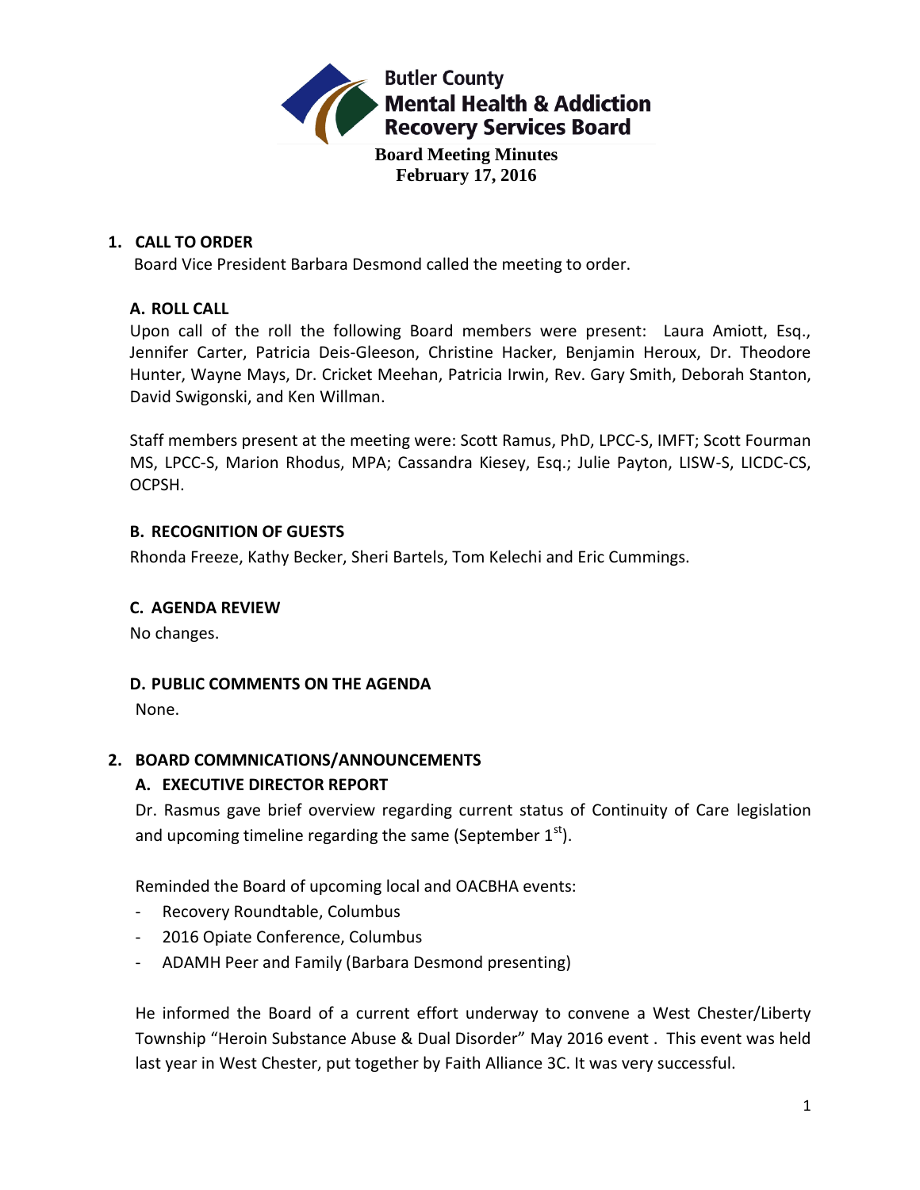Butler County
Mental Health & Addiction
Recovery Services Board

**Board Meeting Minutes**
**February 17, 2016**

## 1. CALL TO ORDER

Board Vice President Barbara Desmond called the meeting to order.

### A. ROLL CALL

Upon call of the roll the following Board members were present: Laura Amiott, Esq., Jennifer Carter, Patricia Deis-Gleeson, Christine Hacker, Benjamin Heroux, Dr. Theodore Hunter, Wayne Mays, Dr. Cricket Meehan, Patricia Irwin, Rev. Gary Smith, Deborah Stanton, David Swigonski, and Ken Willman.

Staff members present at the meeting were: Scott Ramus, PhD, LPCC-S, IMFT; Scott Fourman MS, LPCC-S, Marion Rhodus, MPA; Cassandra Kiesey, Esq.; Julie Payton, LISW-S, LICDC-CS, OCPSH.

### B. RECOGNITION OF GUESTS

Rhonda Freeze, Kathy Becker, Sheri Bartels, Tom Kelechi and Eric Cummings.

### C. AGENDA REVIEW

No changes.

### D. PUBLIC COMMENTS ON THE AGENDA

None.

## 2. BOARD COMMNICATIONS/ANNOUNCEMENTS

### A. EXECUTIVE DIRECTOR REPORT

Dr. Rasmus gave brief overview regarding current status of Continuity of Care legislation and upcoming timeline regarding the same (September 1st).

Reminded the Board of upcoming local and OACBHA events:

- Recovery Roundtable, Columbus
- 2016 Opiate Conference, Columbus
- ADAMH Peer and Family (Barbara Desmond presenting)

He informed the Board of a current effort underway to convene a West Chester/Liberty Township "Heroin Substance Abuse & Dual Disorder" May 2016 event . This event was held last year in West Chester, put together by Faith Alliance 3C. It was very successful.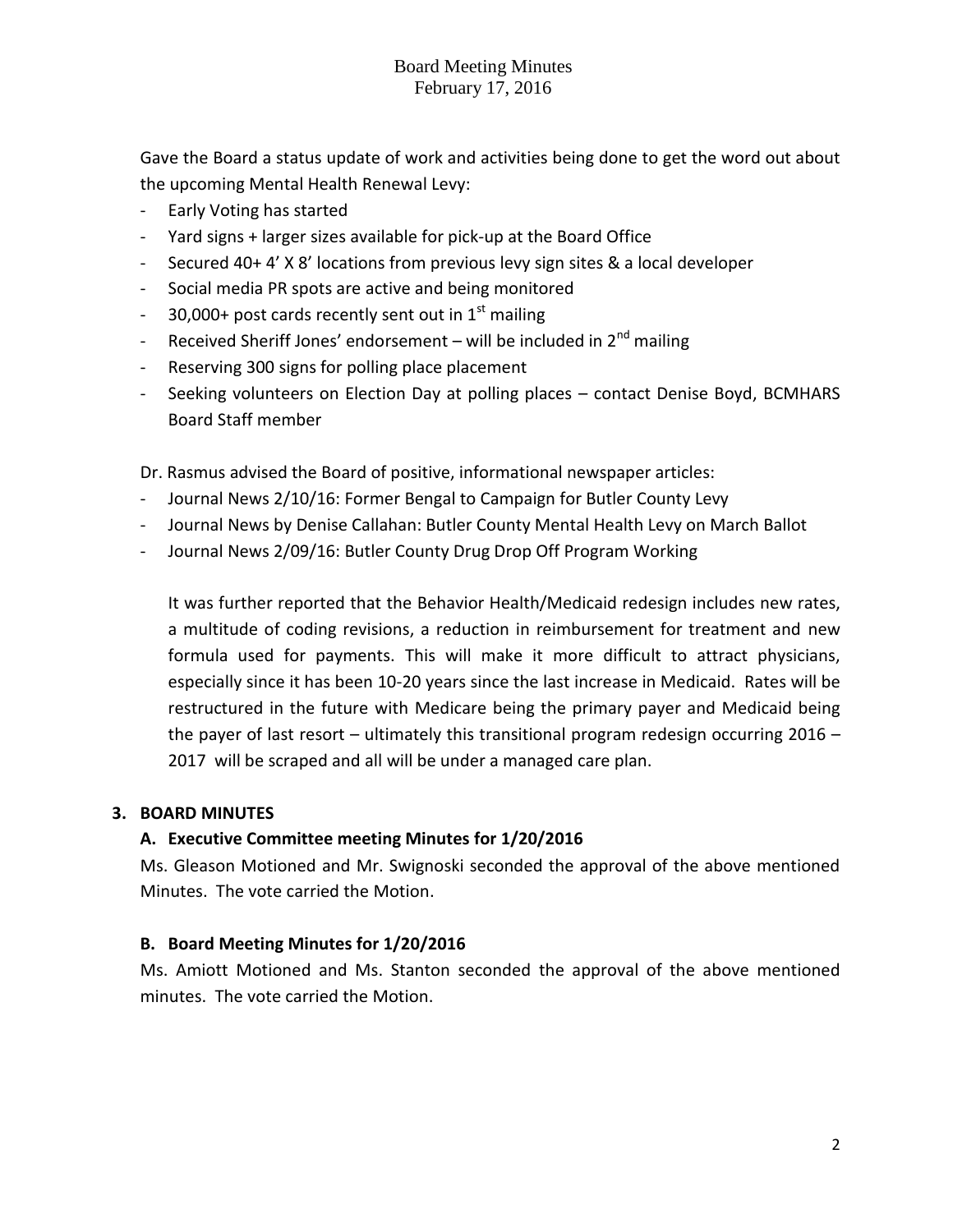Gave the Board a status update of work and activities being done to get the word out about the upcoming Mental Health Renewal Levy:

- Early Voting has started
- Yard signs + larger sizes available for pick-up at the Board Office
- Secured 40+ 4' X 8' locations from previous levy sign sites & a local developer
- Social media PR spots are active and being monitored
- 30,000+ post cards recently sent out in 1st mailing
- Received Sheriff Jones' endorsement – will be included in 2nd mailing
- Reserving 300 signs for polling place placement
- Seeking volunteers on Election Day at polling places – contact Denise Boyd, BCMHARS Board Staff member

Dr. Rasmus advised the Board of positive, informational newspaper articles:

- Journal News 2/10/16: Former Bengal to Campaign for Butler County Levy
- Journal News by Denise Callahan: Butler County Mental Health Levy on March Ballot
- Journal News 2/09/16: Butler County Drug Drop Off Program Working

It was further reported that the Behavior Health/Medicaid redesign includes new rates, a multitude of coding revisions, a reduction in reimbursement for treatment and new formula used for payments. This will make it more difficult to attract physicians, especially since it has been 10-20 years since the last increase in Medicaid. Rates will be restructured in the future with Medicare being the primary payer and Medicaid being the payer of last resort – ultimately this transitional program redesign occurring 2016 – 2017 will be scraped and all will be under a managed care plan.

## 3. BOARD MINUTES

### A. Executive Committee meeting Minutes for 1/20/2016

Ms. Gleason Motioned and Mr. Swignoski seconded the approval of the above mentioned Minutes. The vote carried the Motion.

### B. Board Meeting Minutes for 1/20/2016

Ms. Amiott Motioned and Ms. Stanton seconded the approval of the above mentioned minutes. The vote carried the Motion.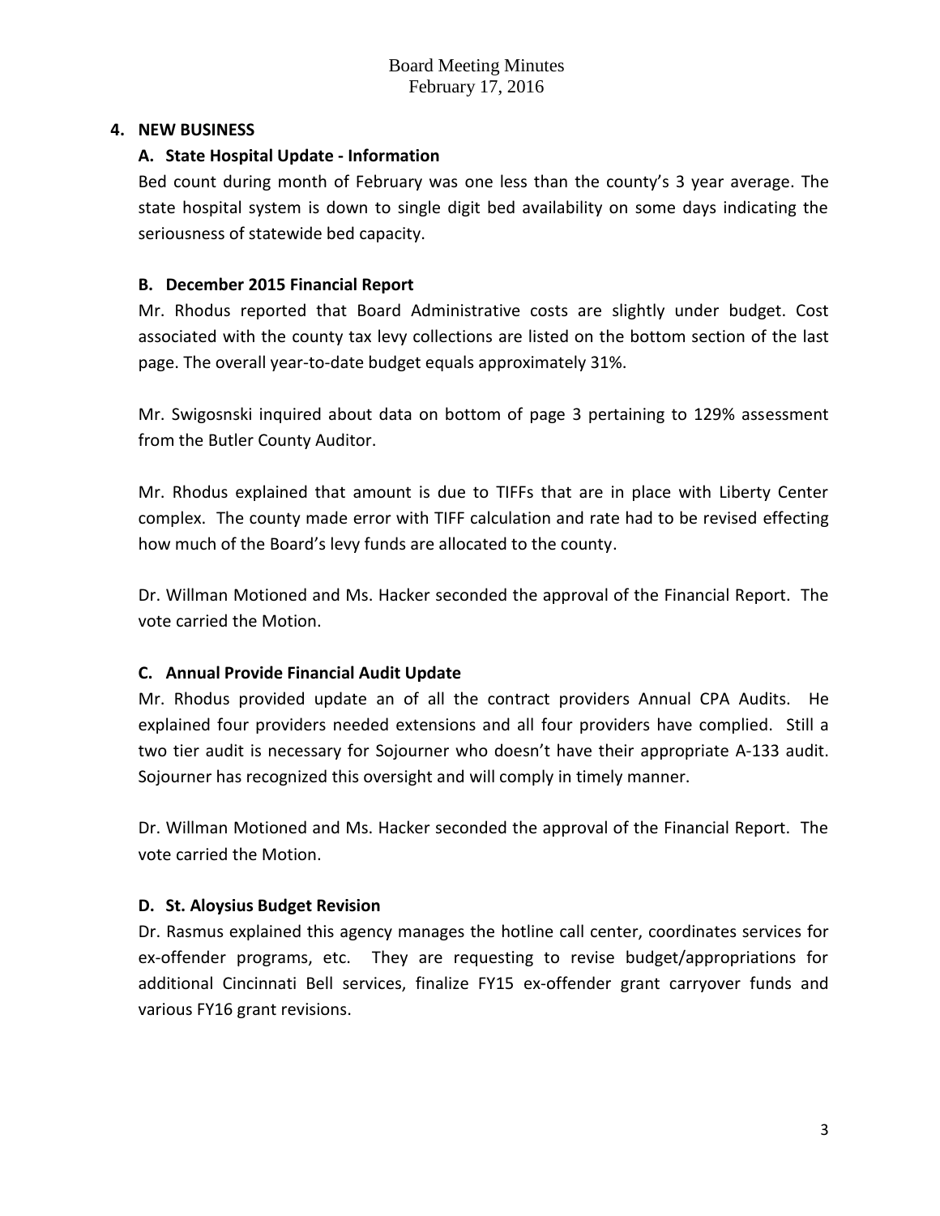## 4. NEW BUSINESS

### A. State Hospital Update - Information

Bed count during month of February was one less than the county's 3 year average. The state hospital system is down to single digit bed availability on some days indicating the seriousness of statewide bed capacity.

### B. December 2015 Financial Report

Mr. Rhodus reported that Board Administrative costs are slightly under budget. Cost associated with the county tax levy collections are listed on the bottom section of the last page. The overall year-to-date budget equals approximately 31%.

Mr. Swigosnski inquired about data on bottom of page 3 pertaining to 129% assessment from the Butler County Auditor.

Mr. Rhodus explained that amount is due to TIFFs that are in place with Liberty Center complex. The county made error with TIFF calculation and rate had to be revised effecting how much of the Board's levy funds are allocated to the county.

Dr. Willman Motioned and Ms. Hacker seconded the approval of the Financial Report. The vote carried the Motion.

### C. Annual Provide Financial Audit Update

Mr. Rhodus provided update an of all the contract providers Annual CPA Audits. He explained four providers needed extensions and all four providers have complied. Still a two tier audit is necessary for Sojourner who doesn't have their appropriate A-133 audit. Sojourner has recognized this oversight and will comply in timely manner.

Dr. Willman Motioned and Ms. Hacker seconded the approval of the Financial Report. The vote carried the Motion.

### D. St. Aloysius Budget Revision

Dr. Rasmus explained this agency manages the hotline call center, coordinates services for ex-offender programs, etc. They are requesting to revise budget/appropriations for additional Cincinnati Bell services, finalize FY15 ex-offender grant carryover funds and various FY16 grant revisions.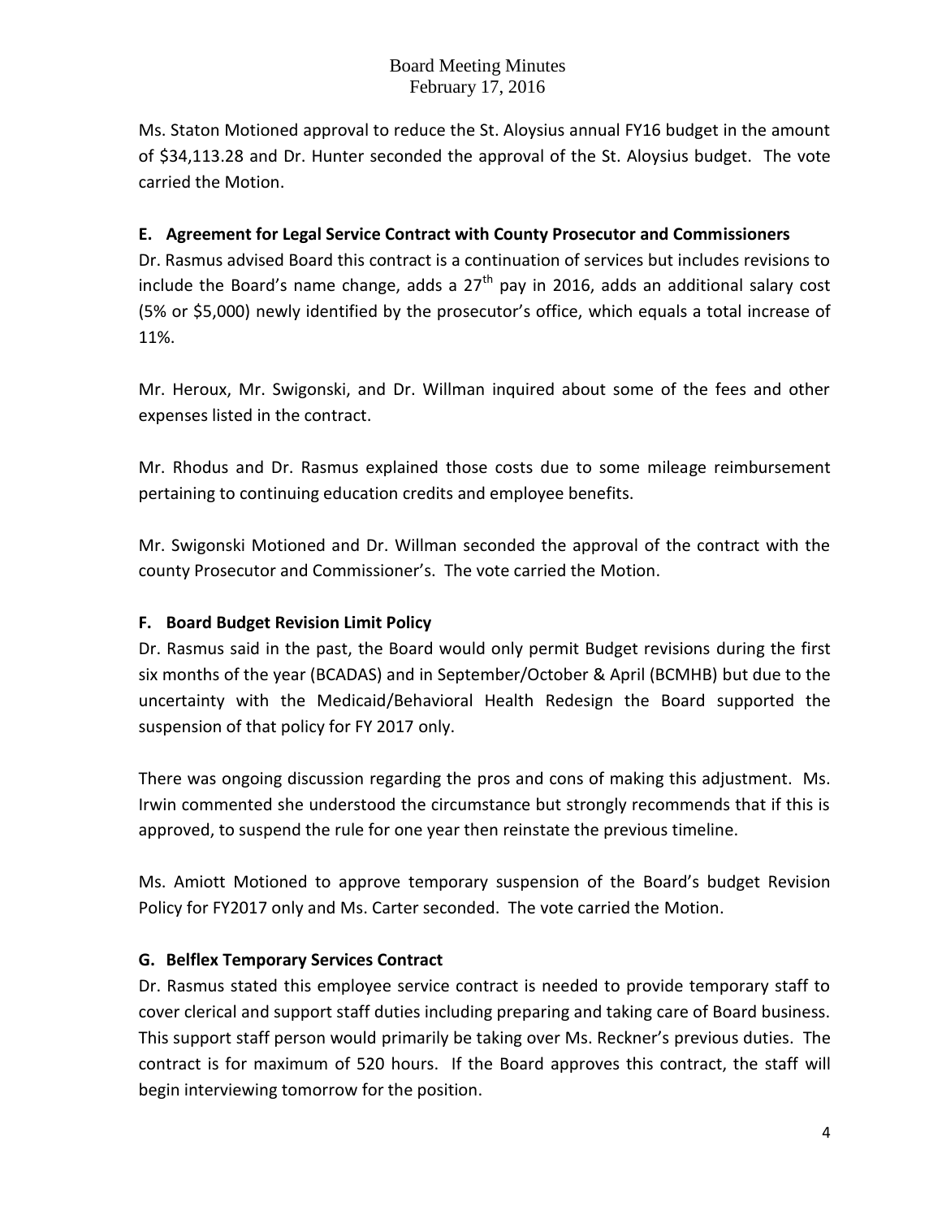Ms. Staton Motioned approval to reduce the St. Aloysius annual FY16 budget in the amount of $34,113.28 and Dr. Hunter seconded the approval of the St. Aloysius budget. The vote carried the Motion.

**E. Agreement for Legal Service Contract with County Prosecutor and Commissioners**

Dr. Rasmus advised Board this contract is a continuation of services but includes revisions to include the Board's name change, adds a 27th pay in 2016, adds an additional salary cost (5% or $5,000) newly identified by the prosecutor's office, which equals a total increase of 11%.

Mr. Heroux, Mr. Swigonski, and Dr. Willman inquired about some of the fees and other expenses listed in the contract.

Mr. Rhodus and Dr. Rasmus explained those costs due to some mileage reimbursement pertaining to continuing education credits and employee benefits.

Mr. Swigonski Motioned and Dr. Willman seconded the approval of the contract with the county Prosecutor and Commissioner's. The vote carried the Motion.

**F. Board Budget Revision Limit Policy**

Dr. Rasmus said in the past, the Board would only permit Budget revisions during the first six months of the year (BCADAS) and in September/October & April (BCMHB) but due to the uncertainty with the Medicaid/Behavioral Health Redesign the Board supported the suspension of that policy for FY 2017 only.

There was ongoing discussion regarding the pros and cons of making this adjustment. Ms. Irwin commented she understood the circumstance but strongly recommends that if this is approved, to suspend the rule for one year then reinstate the previous timeline.

Ms. Amiott Motioned to approve temporary suspension of the Board's budget Revision Policy for FY2017 only and Ms. Carter seconded. The vote carried the Motion.

**G. Belflex Temporary Services Contract**

Dr. Rasmus stated this employee service contract is needed to provide temporary staff to cover clerical and support staff duties including preparing and taking care of Board business. This support staff person would primarily be taking over Ms. Reckner's previous duties. The contract is for maximum of 520 hours. If the Board approves this contract, the staff will begin interviewing tomorrow for the position.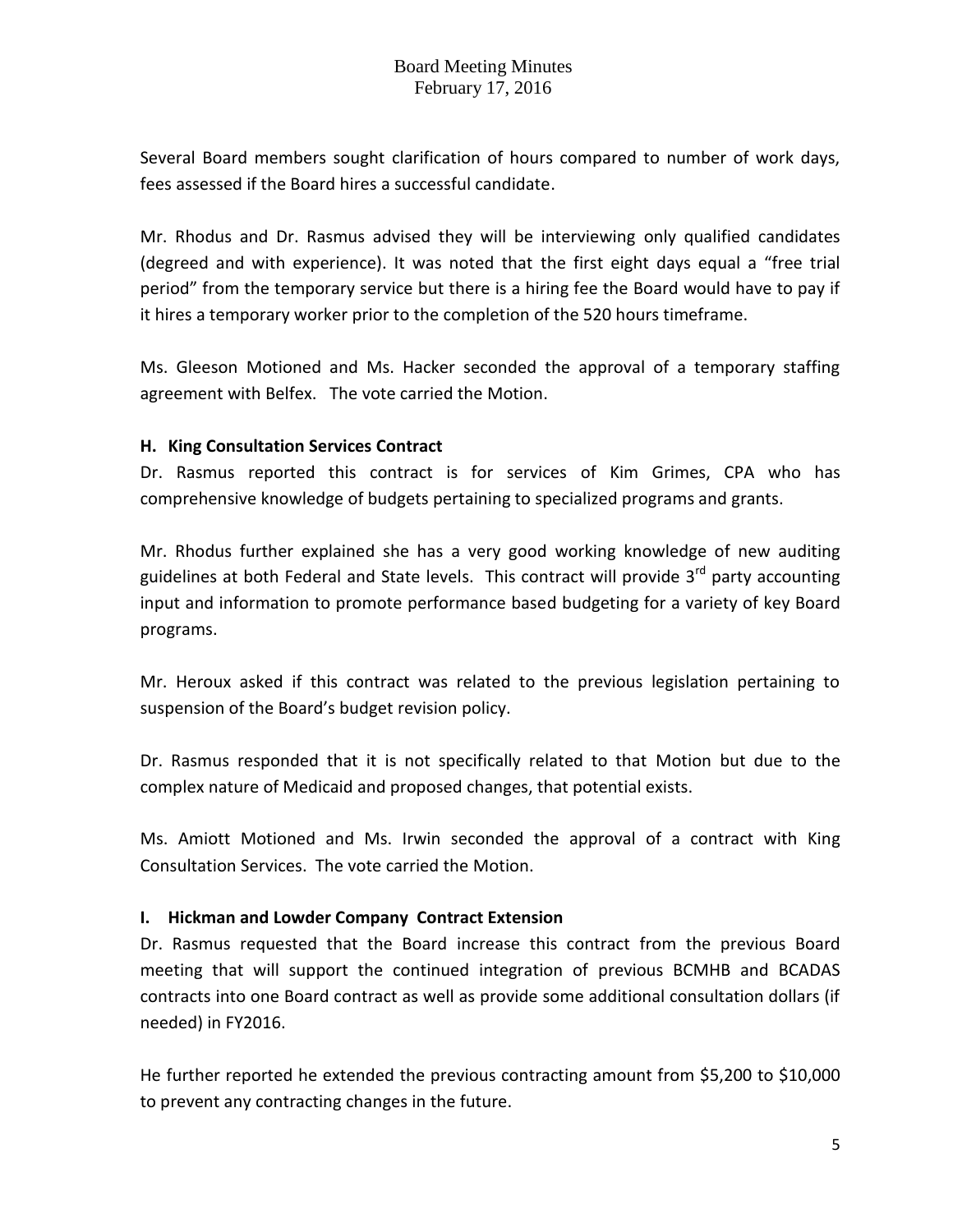Several Board members sought clarification of hours compared to number of work days, fees assessed if the Board hires a successful candidate.

Mr. Rhodus and Dr. Rasmus advised they will be interviewing only qualified candidates (degreed and with experience). It was noted that the first eight days equal a "free trial period" from the temporary service but there is a hiring fee the Board would have to pay if it hires a temporary worker prior to the completion of the 520 hours timeframe.

Ms. Gleeson Motioned and Ms. Hacker seconded the approval of a temporary staffing agreement with Belfex. The vote carried the Motion.

**H. King Consultation Services Contract**

Dr. Rasmus reported this contract is for services of Kim Grimes, CPA who has comprehensive knowledge of budgets pertaining to specialized programs and grants.

Mr. Rhodus further explained she has a very good working knowledge of new auditing guidelines at both Federal and State levels. This contract will provide 3rd party accounting input and information to promote performance based budgeting for a variety of key Board programs.

Mr. Heroux asked if this contract was related to the previous legislation pertaining to suspension of the Board's budget revision policy.

Dr. Rasmus responded that it is not specifically related to that Motion but due to the complex nature of Medicaid and proposed changes, that potential exists.

Ms. Amiott Motioned and Ms. Irwin seconded the approval of a contract with King Consultation Services. The vote carried the Motion.

**I. Hickman and Lowder Company Contract Extension**

Dr. Rasmus requested that the Board increase this contract from the previous Board meeting that will support the continued integration of previous BCMHB and BCADAS contracts into one Board contract as well as provide some additional consultation dollars (if needed) in FY2016.

He further reported he extended the previous contracting amount from $5,200 to $10,000 to prevent any contracting changes in the future.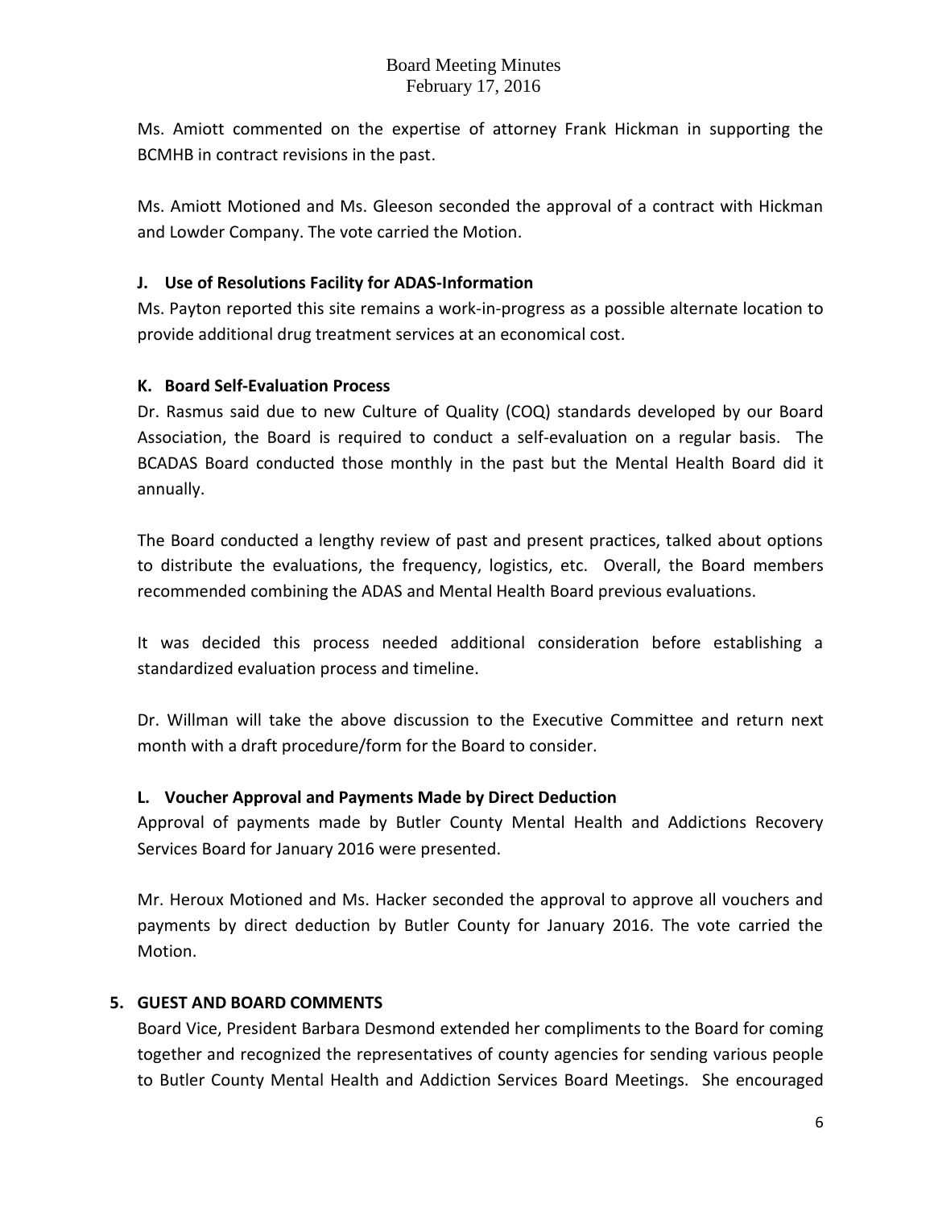Ms. Amiott commented on the expertise of attorney Frank Hickman in supporting the BCMHB in contract revisions in the past.

Ms. Amiott Motioned and Ms. Gleeson seconded the approval of a contract with Hickman and Lowder Company. The vote carried the Motion.

**J. Use of Resolutions Facility for ADAS-Information**

Ms. Payton reported this site remains a work-in-progress as a possible alternate location to provide additional drug treatment services at an economical cost.

**K. Board Self-Evaluation Process**

Dr. Rasmus said due to new Culture of Quality (COQ) standards developed by our Board Association, the Board is required to conduct a self-evaluation on a regular basis. The BCADAS Board conducted those monthly in the past but the Mental Health Board did it annually.

The Board conducted a lengthy review of past and present practices, talked about options to distribute the evaluations, the frequency, logistics, etc. Overall, the Board members recommended combining the ADAS and Mental Health Board previous evaluations.

It was decided this process needed additional consideration before establishing a standardized evaluation process and timeline.

Dr. Willman will take the above discussion to the Executive Committee and return next month with a draft procedure/form for the Board to consider.

**L. Voucher Approval and Payments Made by Direct Deduction**

Approval of payments made by Butler County Mental Health and Addictions Recovery Services Board for January 2016 were presented.

Mr. Heroux Motioned and Ms. Hacker seconded the approval to approve all vouchers and payments by direct deduction by Butler County for January 2016. The vote carried the Motion.

**5. GUEST AND BOARD COMMENTS**

Board Vice, President Barbara Desmond extended her compliments to the Board for coming together and recognized the representatives of county agencies for sending various people to Butler County Mental Health and Addiction Services Board Meetings. She encouraged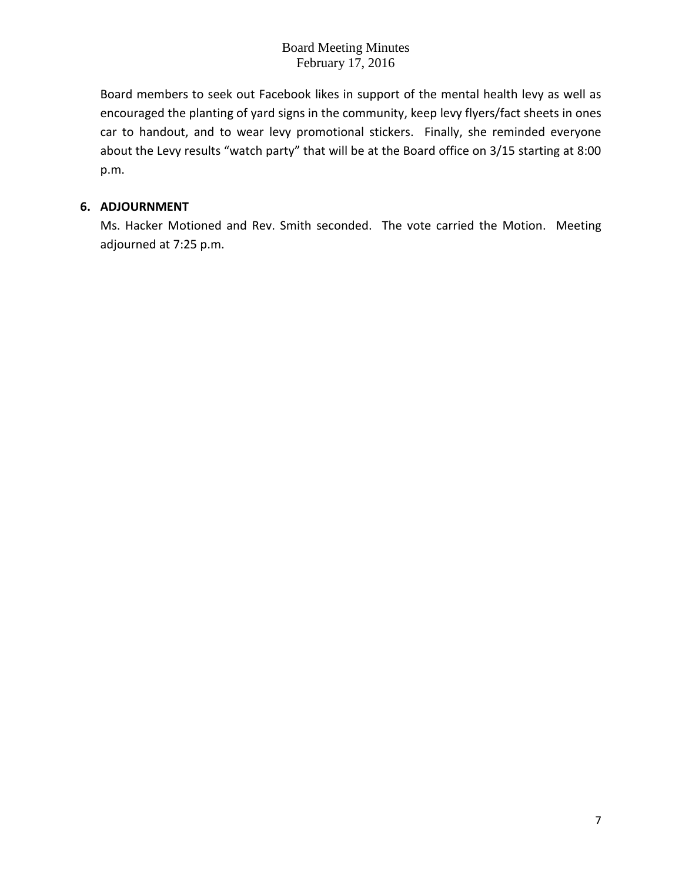Board members to seek out Facebook likes in support of the mental health levy as well as encouraged the planting of yard signs in the community, keep levy flyers/fact sheets in ones car to handout, and to wear levy promotional stickers. Finally, she reminded everyone about the Levy results "watch party" that will be at the Board office on 3/15 starting at 8:00 p.m.

## 6. ADJOURNMENT

Ms. Hacker Motioned and Rev. Smith seconded. The vote carried the Motion. Meeting adjourned at 7:25 p.m.